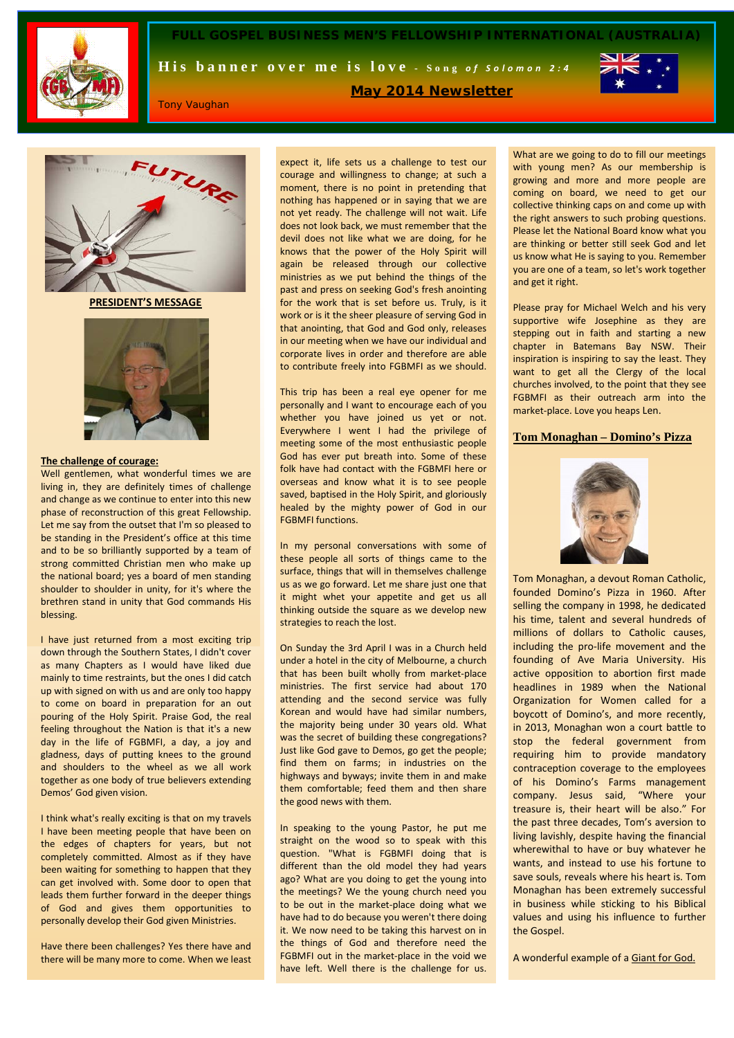# FULL GOSPEL BUSINESS MEN'S FELLOWSHIP INTERNATIONAL (AUSTRALIA)

**His banner over me is love** - *Song of Solomon 2:4*

**May 2014 Newsletter**

Tony Vaughan

## PRESIDENT'S MESSAGE

**The challenge of courage:**

Well gentlemen, what wonderful times we are living in, they are definitely times of challenge and change as we continue to enter into this new phase of reconstruction of this great Fellowship. Let me say from the outset that I'm so pleased to be standing in the President's office at this time and to be so brilliantly supported by a team of strong committed Christian men who make up the national board; yes a board of men standing shoulder to shoulder in unity, for it's where the brethren stand in unity that God commands His blessing.

I have just returned from a most exciting trip down through the Southern States, I didn't cover as many Chapters as I would have liked due mainly to time restraints, but the ones I did catch up with signed on with us and are only too happy to come on board in preparation for an out pouring of the Holy Spirit. Praise God, the real feeling throughout the Nation is that it's a new day in the life of FGBMFI, a day, a joy and gladness, days of putting knees to the ground and shoulders to the wheel as we all work together as one body of true believers extending Demos' God given vision.

I think what's really exciting is that on my travels I have been meeting people that have been on the edges of chapters for years, but not completely committed. Almost as if they have been waiting for something to happen that they can get involved with. Some door to open that leads them further forward in the deeper things of God and gives them opportunities to personally develop their God given Ministries.

Have there been challenges? Yes there have and there will be many more to come. When we least expect it, life sets us a challenge to test our courage and willingness to change; at such a moment, there is no point in pretending that nothing has happened or in saying that we are not yet ready. The challenge will not wait. Life does not look back, we must remember that the devil does not like what we are doing, for he knows that the power of the Holy Spirit will again be released through our collective ministries as we put behind the things of the past and press on seeking God's fresh anointing for the work that is set before us. Truly, is it work or is it the sheer pleasure of serving God in that anointing, that God and God only, releases in our meeting when we have our individual and corporate lives in order and therefore are able to contribute freely into FGBMFI as we should.

This trip has been a real eye opener for me personally and I want to encourage each of you whether you have joined us yet or not. Everywhere I went I had the privilege of meeting some of the most enthusiastic people God has ever put breath into. Some of these folk have had contact with the FGBMFI here or overseas and know what it is to see people saved, baptised in the Holy Spirit, and gloriously healed by the mighty power of God in our FGBMFI functions.

In my personal conversations with some of these people all sorts of things came to the surface, things that will in themselves challenge us as we go forward. Let me share just one that it might whet your appetite and get us all thinking outside the square as we develop new strategies to reach the lost.

On Sunday the 3rd April I was in a Church held under a hotel in the city of Melbourne, a church that has been built wholly from market-place ministries. The first service had about 170 attending and the second service was fully Korean and would have had similar numbers, the majority being under 30 years old. What was the secret of building these congregations? Just like God gave to Demos, go get the people; find them on farms; in industries on the highways and byways; invite them in and make them comfortable; feed them and then share the good news with them.

In speaking to the young Pastor, he put me straight on the wood so to speak with this question. "What is FGBMFI doing that is different than the old model they had years ago? What are you doing to get the young into the meetings? We the young church need you to be out in the market-place doing what we have had to do because you weren't there doing it. We now need to be taking this harvest on in the things of God and therefore need the FGBMFI out in the market-place in the void we have left. Well there is the challenge for us.

What are we going to do to fill our meetings with young men? As our membership is growing and more and more people are coming on board, we need to get our collective thinking caps on and come up with the right answers to such probing questions. Please let the National Board know what you are thinking or better still seek God and let us know what He is saying to you. Remember you are one of a team, so let's work together and get it right.

Please pray for Michael Welch and his very supportive wife Josephine as they are stepping out in faith and starting a new chapter in Batemans Bay NSW. Their inspiration is inspiring to say the least. They want to get all the Clergy of the local churches involved, to the point that they see FGBMFI as their outreach arm into the market-place. Love you heaps Len.

## Tom Monaghan – Domino's Pizza

Tom Monaghan, a devout Roman Catholic, founded Domino's Pizza in 1960. After selling the company in 1998, he dedicated his time, talent and several hundreds of millions of dollars to Catholic causes, including the pro-life movement and the founding of Ave Maria University. His active opposition to abortion first made headlines in 1989 when the National Organization for Women called for a boycott of Domino's, and more recently, in 2013, Monaghan won a court battle to stop the federal government from requiring him to provide mandatory contraception coverage to the employees of his Domino's Farms management company. Jesus said, "Where your treasure is, their heart will be also." For the past three decades, Tom's aversion to living lavishly, despite having the financial wherewithal to have or buy whatever he wants, and instead to use his fortune to save souls, reveals where his heart is. Tom Monaghan has been extremely successful in business while sticking to his Biblical values and using his influence to further the Gospel.

A wonderful example of a Giant for God.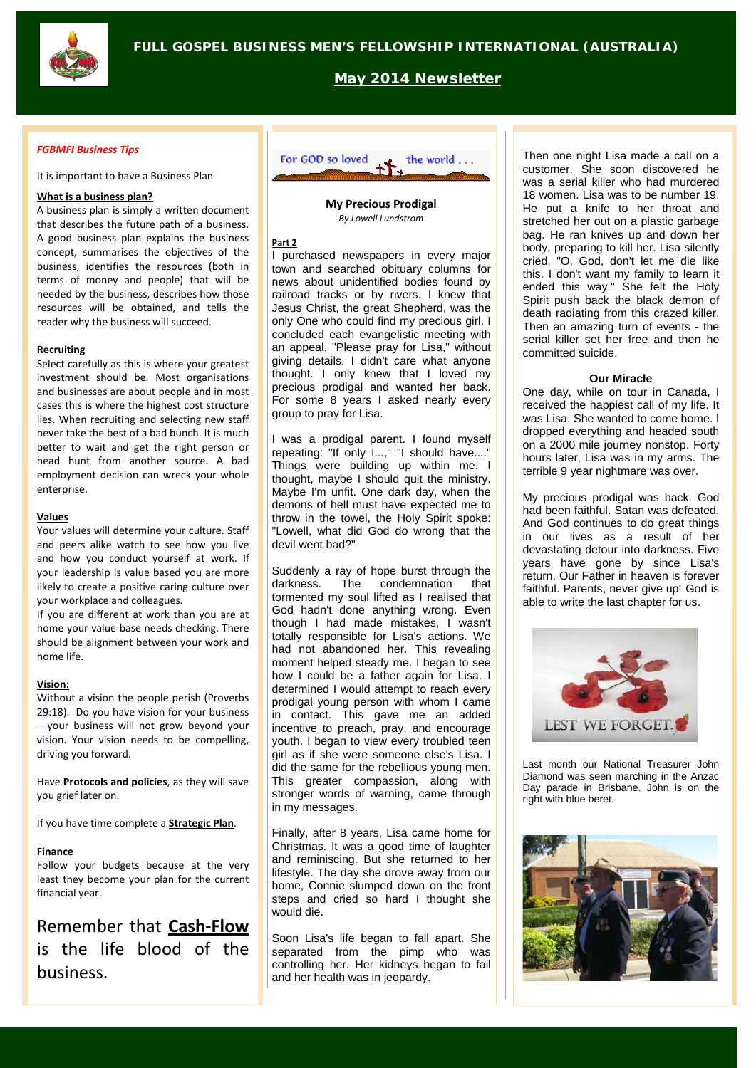# FULL GOSPEL BUSINESS MEN'S FELLOWSHIP INTERNATIONAL (AUSTRALIA)

## May 2014 Newsletter

***FGBMFI Business Tips***

It is important to have a Business Plan

**What is a business plan?**

A business plan is simply a written document that describes the future path of a business. A good business plan explains the business concept, summarises the objectives of the business, identifies the resources (both in terms of money and people) that will be needed by the business, describes how those resources will be obtained, and tells the reader why the business will succeed.

**Recruiting**

Select carefully as this is where your greatest investment should be. Most organisations and businesses are about people and in most cases this is where the highest cost structure lies. When recruiting and selecting new staff never take the best of a bad bunch. It is much better to wait and get the right person or head hunt from another source. A bad employment decision can wreck your whole enterprise.

**Values**

Your values will determine your culture. Staff and peers alike watch to see how you live and how you conduct yourself at work. If your leadership is value based you are more likely to create a positive caring culture over your workplace and colleagues.

If you are different at work than you are at home your value base needs checking. There should be alignment between your work and home life.

**Vision:**

Without a vision the people perish (Proverbs 29:18). Do you have vision for your business – your business will not grow beyond your vision. Your vision needs to be compelling, driving you forward.

Have **Protocols and policies**, as they will save you grief later on.

If you have time complete a **Strategic Plan**.

**Finance**

Follow your budgets because at the very least they become your plan for the current financial year.

Remember that **Cash-Flow** is the life blood of the business.

For GOD so loved the world . . .

### My Precious Prodigal

*By Lowell Lundstrom*

**Part 2**

I purchased newspapers in every major town and searched obituary columns for news about unidentified bodies found by railroad tracks or by rivers. I knew that Jesus Christ, the great Shepherd, was the only One who could find my precious girl. I concluded each evangelistic meeting with an appeal, "Please pray for Lisa," without giving details. I didn't care what anyone thought. I only knew that I loved my precious prodigal and wanted her back. For some 8 years I asked nearly every group to pray for Lisa.

I was a prodigal parent. I found myself repeating: "If only I...," "I should have...." Things were building up within me. I thought, maybe I should quit the ministry. Maybe I'm unfit. One dark day, when the demons of hell must have expected me to throw in the towel, the Holy Spirit spoke: "Lowell, what did God do wrong that the devil went bad?"

Suddenly a ray of hope burst through the darkness. The condemnation that tormented my soul lifted as I realised that God hadn't done anything wrong. Even though I had made mistakes, I wasn't totally responsible for Lisa's actions. We had not abandoned her. This revealing moment helped steady me. I began to see how I could be a father again for Lisa. I determined I would attempt to reach every prodigal young person with whom I came in contact. This gave me an added incentive to preach, pray, and encourage youth. I began to view every troubled teen girl as if she were someone else's Lisa. I did the same for the rebellious young men. This greater compassion, along with stronger words of warning, came through in my messages.

Finally, after 8 years, Lisa came home for Christmas. It was a good time of laughter and reminiscing. But she returned to her lifestyle. The day she drove away from our home, Connie slumped down on the front steps and cried so hard I thought she would die.

Soon Lisa's life began to fall apart. She separated from the pimp who was controlling her. Her kidneys began to fail and her health was in jeopardy.

Then one night Lisa made a call on a customer. She soon discovered he was a serial killer who had murdered 18 women. Lisa was to be number 19. He put a knife to her throat and stretched her out on a plastic garbage bag. He ran knives up and down her body, preparing to kill her. Lisa silently cried, "O, God, don't let me die like this. I don't want my family to learn it ended this way." She felt the Holy Spirit push back the black demon of death radiating from this crazed killer. Then an amazing turn of events - the serial killer set her free and then he committed suicide.

**Our Miracle**

One day, while on tour in Canada, I received the happiest call of my life. It was Lisa. She wanted to come home. I dropped everything and headed south on a 2000 mile journey nonstop. Forty hours later, Lisa was in my arms. The terrible 9 year nightmare was over.

My precious prodigal was back. God had been faithful. Satan was defeated. And God continues to do great things in our lives as a result of her devastating detour into darkness. Five years have gone by since Lisa's return. Our Father in heaven is forever faithful. Parents, never give up! God is able to write the last chapter for us.

LEST WE FORGET

Last month our National Treasurer John Diamond was seen marching in the Anzac Day parade in Brisbane. John is on the right with blue beret.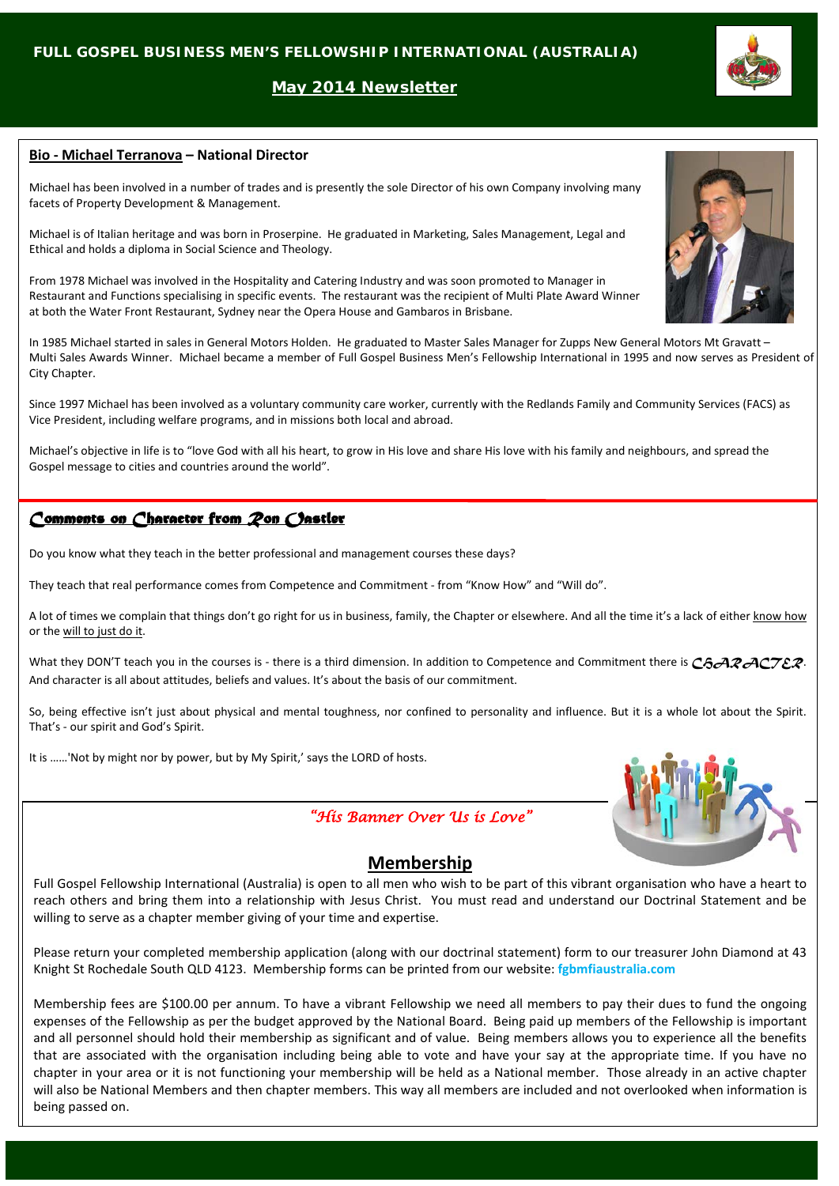# FULL GOSPEL BUSINESS MEN'S FELLOWSHIP INTERNATIONAL (AUSTRALIA)

## May 2014 Newsletter

## Bio - Michael Terranova – National Director

Michael has been involved in a number of trades and is presently the sole Director of his own Company involving many facets of Property Development & Management.

Michael is of Italian heritage and was born in Proserpine. He graduated in Marketing, Sales Management, Legal and Ethical and holds a diploma in Social Science and Theology.

From 1978 Michael was involved in the Hospitality and Catering Industry and was soon promoted to Manager in Restaurant and Functions specialising in specific events. The restaurant was the recipient of Multi Plate Award Winner at both the Water Front Restaurant, Sydney near the Opera House and Gambaros in Brisbane.

In 1985 Michael started in sales in General Motors Holden. He graduated to Master Sales Manager for Zupps New General Motors Mt Gravatt – Multi Sales Awards Winner. Michael became a member of Full Gospel Business Men's Fellowship International in 1995 and now serves as President of City Chapter.

Since 1997 Michael has been involved as a voluntary community care worker, currently with the Redlands Family and Community Services (FACS) as Vice President, including welfare programs, and in missions both local and abroad.

Michael's objective in life is to "love God with all his heart, to grow in His love and share His love with his family and neighbours, and spread the Gospel message to cities and countries around the world".

## Comments on Character from Ron Oastler

Do you know what they teach in the better professional and management courses these days?

They teach that real performance comes from Competence and Commitment - from "Know How" and "Will do".

A lot of times we complain that things don't go right for us in business, family, the Chapter or elsewhere. And all the time it's a lack of either know how or the will to just do it.

What they DON'T teach you in the courses is - there is a third dimension. In addition to Competence and Commitment there is *CHARACTER*. And character is all about attitudes, beliefs and values. It's about the basis of our commitment.

So, being effective isn't just about physical and mental toughness, nor confined to personality and influence. But it is a whole lot about the Spirit. That's - our spirit and God's Spirit.

It is ……'Not by might nor by power, but by My Spirit,' says the LORD of hosts.

*"His Banner Over Us is Love"*

## Membership

Full Gospel Fellowship International (Australia) is open to all men who wish to be part of this vibrant organisation who have a heart to reach others and bring them into a relationship with Jesus Christ. You must read and understand our Doctrinal Statement and be willing to serve as a chapter member giving of your time and expertise.

Please return your completed membership application (along with our doctrinal statement) form to our treasurer John Diamond at 43 Knight St Rochedale South QLD 4123. Membership forms can be printed from our website: **fgbmfiaustralia.com**

Membership fees are $100.00 per annum. To have a vibrant Fellowship we need all members to pay their dues to fund the ongoing expenses of the Fellowship as per the budget approved by the National Board. Being paid up members of the Fellowship is important and all personnel should hold their membership as significant and of value. Being members allows you to experience all the benefits that are associated with the organisation including being able to vote and have your say at the appropriate time. If you have no chapter in your area or it is not functioning your membership will be held as a National member. Those already in an active chapter will also be National Members and then chapter members. This way all members are included and not overlooked when information is being passed on.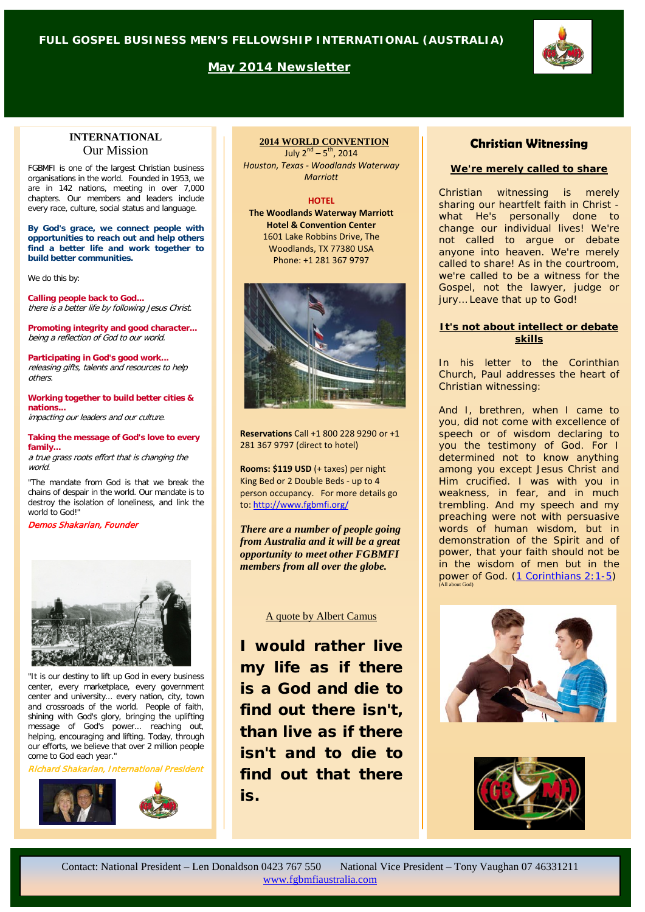# FULL GOSPEL BUSINESS MEN'S FELLOWSHIP INTERNATIONAL (AUSTRALIA)

## May 2014 Newsletter

### INTERNATIONAL
### Our Mission

FGBMFI is one of the largest Christian business organisations in the world. Founded in 1953, we are in 142 nations, meeting in over 7,000 chapters. Our members and leaders include every race, culture, social status and language.

**By God's grace, we connect people with opportunities to reach out and help others find a better life and work together to build better communities.**

We do this by:

**Calling people back to God...**
*there is a better life by following Jesus Christ.*

**Promoting integrity and good character...**
*being a reflection of God to our world.*

**Participating in God's good work...**
*releasing gifts, talents and resources to help others.*

**Working together to build better cities & nations...**
*impacting our leaders and our culture.*

**Taking the message of God's love to every family...**
*a true grass roots effort that is changing the world.*

"The mandate from God is that we break the chains of despair in the world. Our mandate is to destroy the isolation of loneliness, and link the world to God!"

***Demos Shakarian, Founder***

"It is our destiny to lift up God in every business center, every marketplace, every government center and university... every nation, city, town and crossroads of the world. People of faith, shining with God's glory, bringing the uplifting message of God's power... reaching out, helping, encouraging and lifting. Today, through our efforts, we believe that over 2 million people come to God each year."

***Richard Shakarian, International President***

### 2014 WORLD CONVENTION

July 2nd – 5th, 2014
*Houston, Texas - Woodlands Waterway Marriott*

**HOTEL**
**The Woodlands Waterway Marriott Hotel & Convention Center**
1601 Lake Robbins Drive, The Woodlands, TX 77380 USA
Phone: +1 281 367 9797

**Reservations** Call +1 800 228 9290 or +1 281 367 9797 (direct to hotel)

**Rooms: $119 USD** (+ taxes) per night King Bed or 2 Double Beds - up to 4 person occupancy. For more details go to: http://www.fgbmfi.org/

***There are a number of people going from Australia and it will be a great opportunity to meet other FGBMFI members from all over the globe.***

A quote by Albert Camus

**I would rather live my life as if there is a God and die to find out there isn't, than live as if there isn't and to die to find out that there is.**

### Christian Witnessing

**We're merely called to share**

Christian witnessing is merely sharing our heartfelt faith in Christ - what He's personally done to change our individual lives! We're not called to argue or debate anyone into heaven. We're merely called to share! As in the courtroom, we're called to be a witness for the Gospel, not the lawyer, judge or jury... Leave that up to God!

**It's not about intellect or debate skills**

In his letter to the Corinthian Church, Paul addresses the heart of Christian witnessing:

And I, brethren, when I came to you, did not come with excellence of speech or of wisdom declaring to you the testimony of God. For I determined not to know anything among you except Jesus Christ and Him crucified. I was with you in weakness, in fear, and in much trembling. And my speech and my preaching were not with persuasive words of human wisdom, but in demonstration of the Spirit and of power, that your faith should not be in the wisdom of men but in the power of God. (1 Corinthians 2:1-5)
(All about God)

Contact: National President – Len Donaldson 0423 767 550 National Vice President – Tony Vaughan 07 46331211
www.fgbmfiaustralia.com